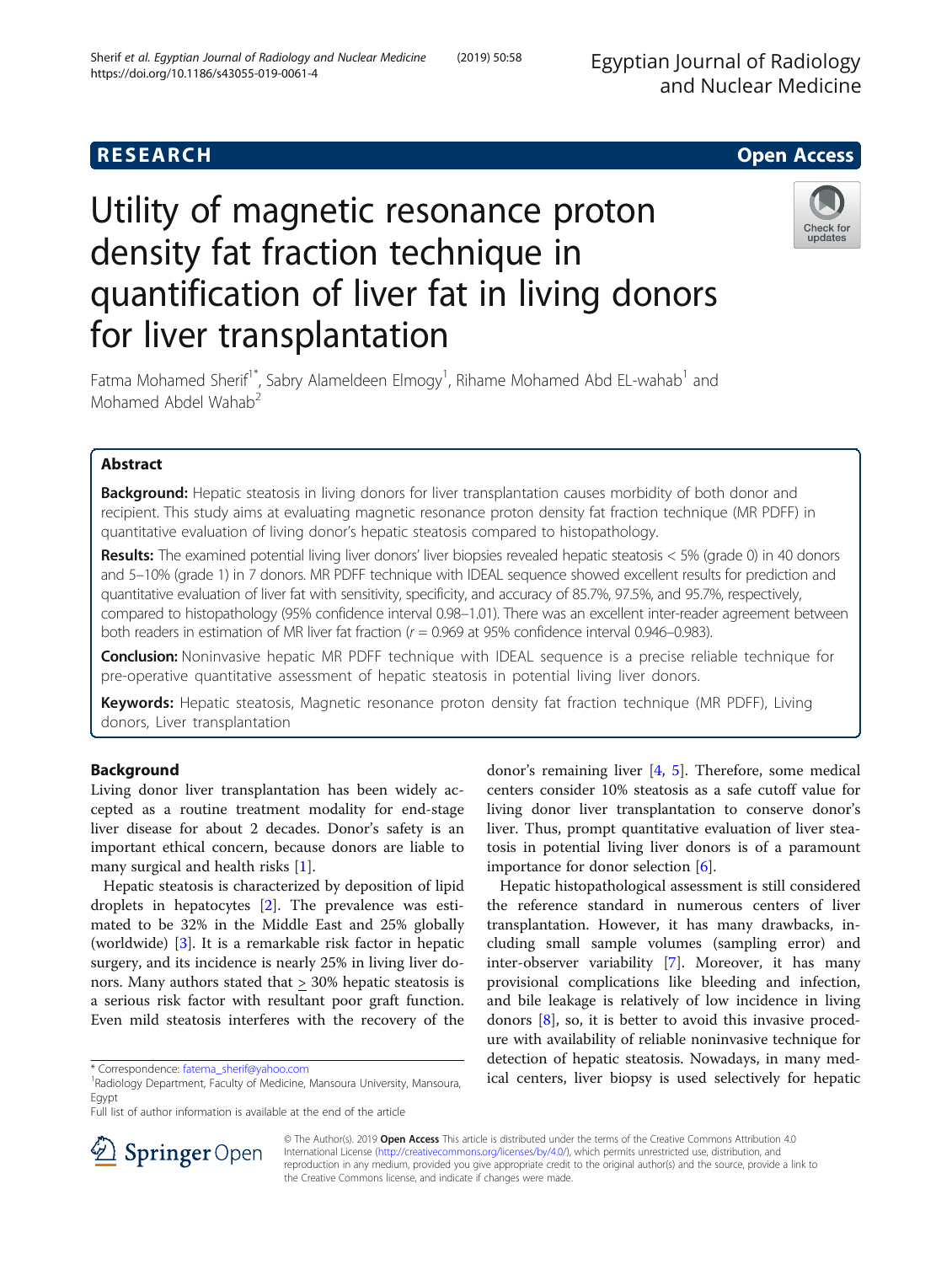**RESEARCH** **Open Access**

# Utility of magnetic resonance proton density fat fraction technique in quantification of liver fat in living donors for liver transplantation

Fatma Mohamed Sherif[1*], Sabry Alameldeen Elmogy[1], Rihame Mohamed Abd EL-wahab[1] and Mohamed Abdel Wahab[2]

## Abstract

**Background:** Hepatic steatosis in living donors for liver transplantation causes morbidity of both donor and recipient. This study aims at evaluating magnetic resonance proton density fat fraction technique (MR PDFF) in quantitative evaluation of living donor's hepatic steatosis compared to histopathology.

**Results:** The examined potential living liver donors' liver biopsies revealed hepatic steatosis < 5% (grade 0) in 40 donors and 5–10% (grade 1) in 7 donors. MR PDFF technique with IDEAL sequence showed excellent results for prediction and quantitative evaluation of liver fat with sensitivity, specificity, and accuracy of 85.7%, 97.5%, and 95.7%, respectively, compared to histopathology (95% confidence interval 0.98–1.01). There was an excellent inter-reader agreement between both readers in estimation of MR liver fat fraction ($r = 0.969$ at 95% confidence interval 0.946–0.983).

**Conclusion:** Noninvasive hepatic MR PDFF technique with IDEAL sequence is a precise reliable technique for pre-operative quantitative assessment of hepatic steatosis in potential living liver donors.

**Keywords:** Hepatic steatosis, Magnetic resonance proton density fat fraction technique (MR PDFF), Living donors, Liver transplantation

## Background

Living donor liver transplantation has been widely accepted as a routine treatment modality for end-stage liver disease for about 2 decades. Donor's safety is an important ethical concern, because donors are liable to many surgical and health risks [1].

Hepatic steatosis is characterized by deposition of lipid droplets in hepatocytes [2]. The prevalence was estimated to be 32% in the Middle East and 25% globally (worldwide) [3]. It is a remarkable risk factor in hepatic surgery, and its incidence is nearly 25% in living liver donors. Many authors stated that $\geq$ 30% hepatic steatosis is a serious risk factor with resultant poor graft function. Even mild steatosis interferes with the recovery of the donor's remaining liver [4, 5]. Therefore, some medical centers consider 10% steatosis as a safe cutoff value for living donor liver transplantation to conserve donor's liver. Thus, prompt quantitative evaluation of liver steatosis in potential living liver donors is of a paramount importance for donor selection [6].

Hepatic histopathological assessment is still considered the reference standard in numerous centers of liver transplantation. However, it has many drawbacks, including small sample volumes (sampling error) and inter-observer variability [7]. Moreover, it has many provisional complications like bleeding and infection, and bile leakage is relatively of low incidence in living donors [8], so, it is better to avoid this invasive procedure with availability of reliable noninvasive technique for detection of hepatic steatosis. Nowadays, in many medical centers, liver biopsy is used selectively for hepatic

\* Correspondence: fatema_sherif@yahoo.com

[1]Radiology Department, Faculty of Medicine, Mansoura University, Mansoura, Egypt

Full list of author information is available at the end of the article

© The Author(s). 2019 **Open Access** This article is distributed under the terms of the Creative Commons Attribution 4.0 International License (http://creativecommons.org/licenses/by/4.0/), which permits unrestricted use, distribution, and reproduction in any medium, provided you give appropriate credit to the original author(s) and the source, provide a link to the Creative Commons license, and indicate if changes were made.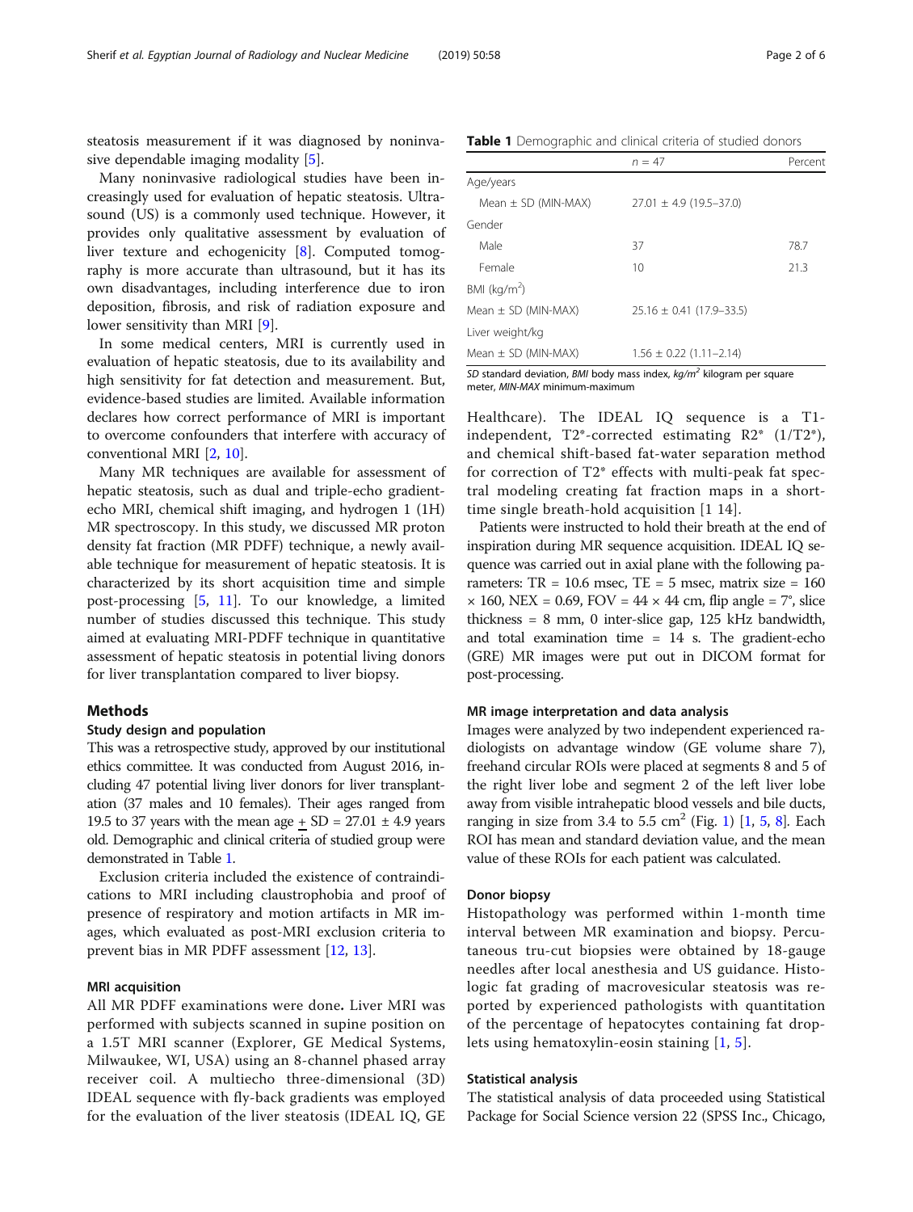steatosis measurement if it was diagnosed by noninvasive dependable imaging modality [5].

Many noninvasive radiological studies have been increasingly used for evaluation of hepatic steatosis. Ultrasound (US) is a commonly used technique. However, it provides only qualitative assessment by evaluation of liver texture and echogenicity [8]. Computed tomography is more accurate than ultrasound, but it has its own disadvantages, including interference due to iron deposition, fibrosis, and risk of radiation exposure and lower sensitivity than MRI [9].

In some medical centers, MRI is currently used in evaluation of hepatic steatosis, due to its availability and high sensitivity for fat detection and measurement. But, evidence-based studies are limited. Available information declares how correct performance of MRI is important to overcome confounders that interfere with accuracy of conventional MRI [2, 10].

Many MR techniques are available for assessment of hepatic steatosis, such as dual and triple-echo gradient-echo MRI, chemical shift imaging, and hydrogen 1 (1H) MR spectroscopy. In this study, we discussed MR proton density fat fraction (MR PDFF) technique, a newly available technique for measurement of hepatic steatosis. It is characterized by its short acquisition time and simple post-processing [5, 11]. To our knowledge, a limited number of studies discussed this technique. This study aimed at evaluating MRI-PDFF technique in quantitative assessment of hepatic steatosis in potential living donors for liver transplantation compared to liver biopsy.

## Methods

### Study design and population

This was a retrospective study, approved by our institutional ethics committee. It was conducted from August 2016, including 47 potential living liver donors for liver transplantation (37 males and 10 females). Their ages ranged from 19.5 to 37 years with the mean age $\pm$ SD = 27.01 ± 4.9 years old. Demographic and clinical criteria of studied group were demonstrated in Table 1.

Exclusion criteria included the existence of contraindications to MRI including claustrophobia and proof of presence of respiratory and motion artifacts in MR images, which evaluated as post-MRI exclusion criteria to prevent bias in MR PDFF assessment [12, 13].

**Table 1** Demographic and clinical criteria of studied donors

| | n = 47 | Percent |
|---|---|---|
| Age/years | | |
| Mean ± SD (MIN-MAX) | 27.01 ± 4.9 (19.5–37.0) | |
| Gender | | |
| Male | 37 | 78.7 |
| Female | 10 | 21.3 |
| BMI (kg/m$^2$) | | |
| Mean ± SD (MIN-MAX) | 25.16 ± 0.41 (17.9–33.5) | |
| Liver weight/kg | | |
| Mean ± SD (MIN-MAX) | 1.56 ± 0.22 (1.11–2.14) | |

*SD* standard deviation, *BMI* body mass index, *kg/m$^2$* kilogram per square meter, *MIN-MAX* minimum-maximum

### MRI acquisition

All MR PDFF examinations were done**.** Liver MRI was performed with subjects scanned in supine position on a 1.5T MRI scanner (Explorer, GE Medical Systems, Milwaukee, WI, USA) using an 8-channel phased array receiver coil. A multiecho three-dimensional (3D) IDEAL sequence with fly-back gradients was employed for the evaluation of the liver steatosis (IDEAL IQ, GE Healthcare). The IDEAL IQ sequence is a T1-independent, T2*-corrected estimating R2* (1/T2*), and chemical shift-based fat-water separation method for correction of T2* effects with multi-peak fat spectral modeling creating fat fraction maps in a short-time single breath-hold acquisition [1 14].

Patients were instructed to hold their breath at the end of inspiration during MR sequence acquisition. IDEAL IQ sequence was carried out in axial plane with the following parameters: TR = 10.6 msec, TE = 5 msec, matrix size = 160 × 160, NEX = 0.69, FOV = 44 × 44 cm, flip angle = 7°, slice thickness = 8 mm, 0 inter-slice gap, 125 kHz bandwidth, and total examination time = 14 s. The gradient-echo (GRE) MR images were put out in DICOM format for post-processing.

### MR image interpretation and data analysis

Images were analyzed by two independent experienced radiologists on advantage window (GE volume share 7), freehand circular ROIs were placed at segments 8 and 5 of the right liver lobe and segment 2 of the left liver lobe away from visible intrahepatic blood vessels and bile ducts, ranging in size from 3.4 to 5.5 cm$^2$ (Fig. 1) [1, 5, 8]. Each ROI has mean and standard deviation value, and the mean value of these ROIs for each patient was calculated.

### Donor biopsy

Histopathology was performed within 1-month time interval between MR examination and biopsy. Percutaneous tru-cut biopsies were obtained by 18-gauge needles after local anesthesia and US guidance. Histologic fat grading of macrovesicular steatosis was reported by experienced pathologists with quantitation of the percentage of hepatocytes containing fat droplets using hematoxylin-eosin staining [1, 5].

### Statistical analysis

The statistical analysis of data proceeded using Statistical Package for Social Science version 22 (SPSS Inc., Chicago,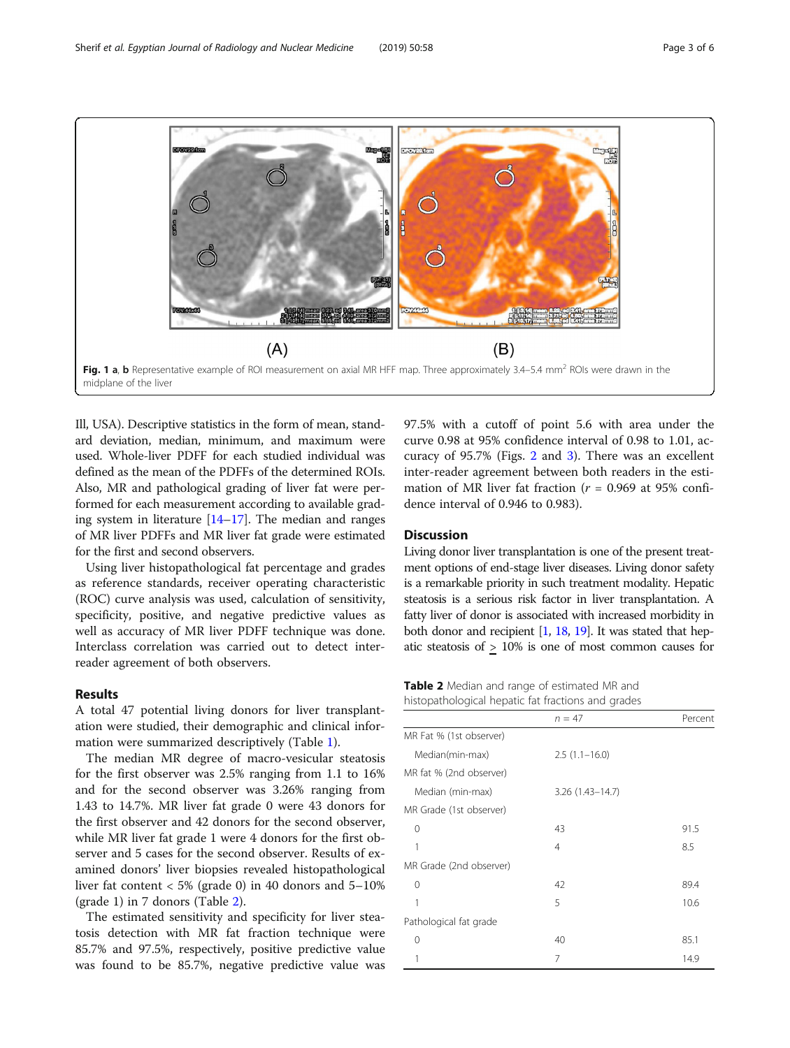Fig. 1 **a**, **b** Representative example of ROI measurement on axial MR HFF map. Three approximately 3.4–5.4 mm$^2$ ROIs were drawn in the midplane of the liver

Ill, USA). Descriptive statistics in the form of mean, standard deviation, median, minimum, and maximum were used. Whole-liver PDFF for each studied individual was defined as the mean of the PDFFs of the determined ROIs. Also, MR and pathological grading of liver fat were performed for each measurement according to available grading system in literature [14–17]. The median and ranges of MR liver PDFFs and MR liver fat grade were estimated for the first and second observers.

Using liver histopathological fat percentage and grades as reference standards, receiver operating characteristic (ROC) curve analysis was used, calculation of sensitivity, specificity, positive, and negative predictive values as well as accuracy of MR liver PDFF technique was done. Interclass correlation was carried out to detect inter-reader agreement of both observers.

## Results

A total 47 potential living donors for liver transplantation were studied, their demographic and clinical information were summarized descriptively (Table 1).

The median MR degree of macro-vesicular steatosis for the first observer was 2.5% ranging from 1.1 to 16% and for the second observer was 3.26% ranging from 1.43 to 14.7%. MR liver fat grade 0 were 43 donors for the first observer and 42 donors for the second observer, while MR liver fat grade 1 were 4 donors for the first observer and 5 cases for the second observer. Results of examined donors' liver biopsies revealed histopathological liver fat content < 5% (grade 0) in 40 donors and 5–10% (grade 1) in 7 donors (Table 2).

The estimated sensitivity and specificity for liver steatosis detection with MR fat fraction technique were 85.7% and 97.5%, respectively, positive predictive value was found to be 85.7%, negative predictive value was 97.5% with a cutoff of point 5.6 with area under the curve 0.98 at 95% confidence interval of 0.98 to 1.01, accuracy of 95.7% (Figs. 2 and 3). There was an excellent inter-reader agreement between both readers in the estimation of MR liver fat fraction ($r$ = 0.969 at 95% confidence interval of 0.946 to 0.983).

## Discussion

Living donor liver transplantation is one of the present treatment options of end-stage liver diseases. Living donor safety is a remarkable priority in such treatment modality. Hepatic steatosis is a serious risk factor in liver transplantation. A fatty liver of donor is associated with increased morbidity in both donor and recipient [1, 18, 19]. It was stated that hepatic steatosis of $\geq$ 10% is one of most common causes for

**Table 2** Median and range of estimated MR and histopathological hepatic fat fractions and grades

| | $n$ = 47 | Percent |
|---|---|---|
| MR Fat % (1st observer) | | |
| Median(min-max) | 2.5 (1.1–16.0) | |
| MR fat % (2nd observer) | | |
| Median (min-max) | 3.26 (1.43–14.7) | |
| MR Grade (1st observer) | | |
| 0 | 43 | 91.5 |
| 1 | 4 | 8.5 |
| MR Grade (2nd observer) | | |
| 0 | 42 | 89.4 |
| 1 | 5 | 10.6 |
| Pathological fat grade | | |
| 0 | 40 | 85.1 |
| 1 | 7 | 14.9 |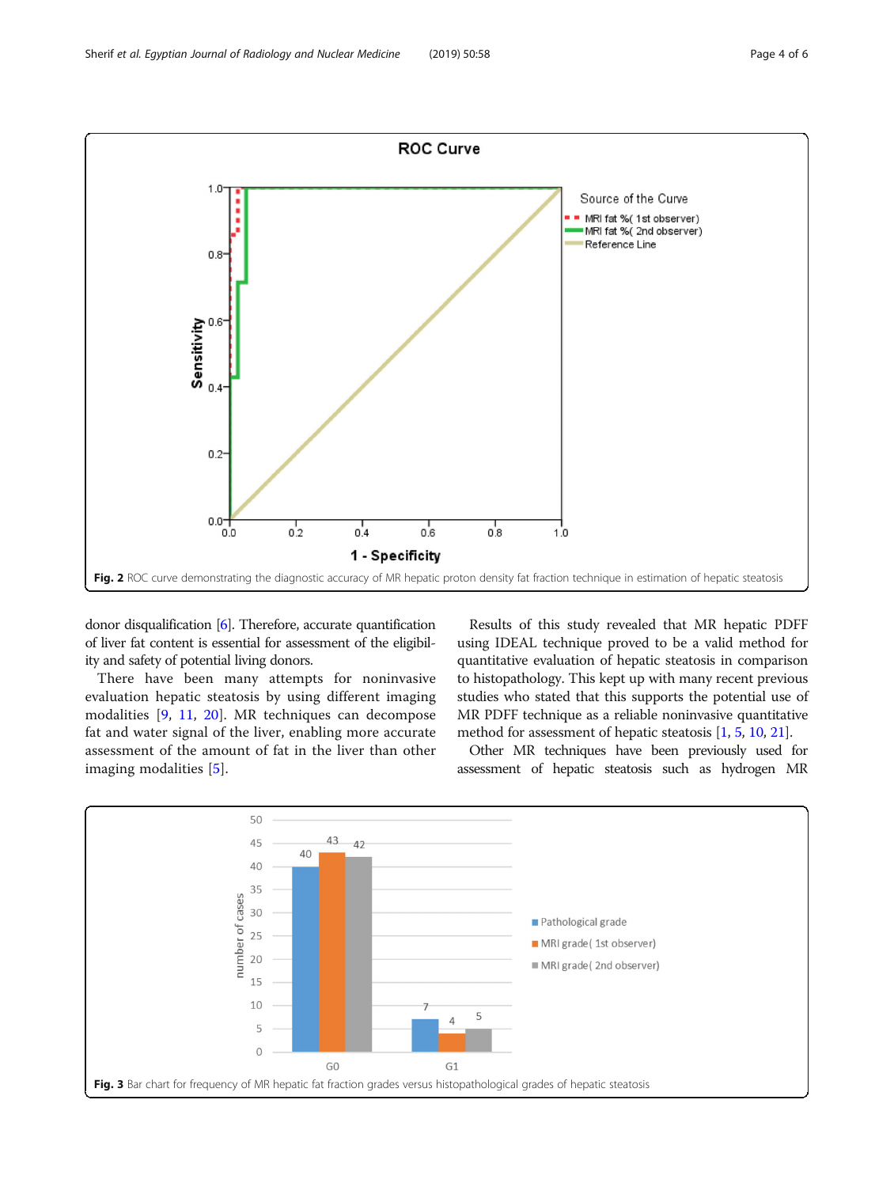Fig. 2 ROC curve demonstrating the diagnostic accuracy of MR hepatic proton density fat fraction technique in estimation of hepatic steatosis

donor disqualification [6]. Therefore, accurate quantification of liver fat content is essential for assessment of the eligibility and safety of potential living donors.

There have been many attempts for noninvasive evaluation hepatic steatosis by using different imaging modalities [9, 11, 20]. MR techniques can decompose fat and water signal of the liver, enabling more accurate assessment of the amount of fat in the liver than other imaging modalities [5].

Results of this study revealed that MR hepatic PDFF using IDEAL technique proved to be a valid method for quantitative evaluation of hepatic steatosis in comparison to histopathology. This kept up with many recent previous studies who stated that this supports the potential use of MR PDFF technique as a reliable noninvasive quantitative method for assessment of hepatic steatosis [1, 5, 10, 21].

Other MR techniques have been previously used for assessment of hepatic steatosis such as hydrogen MR

Fig. 3 Bar chart for frequency of MR hepatic fat fraction grades versus histopathological grades of hepatic steatosis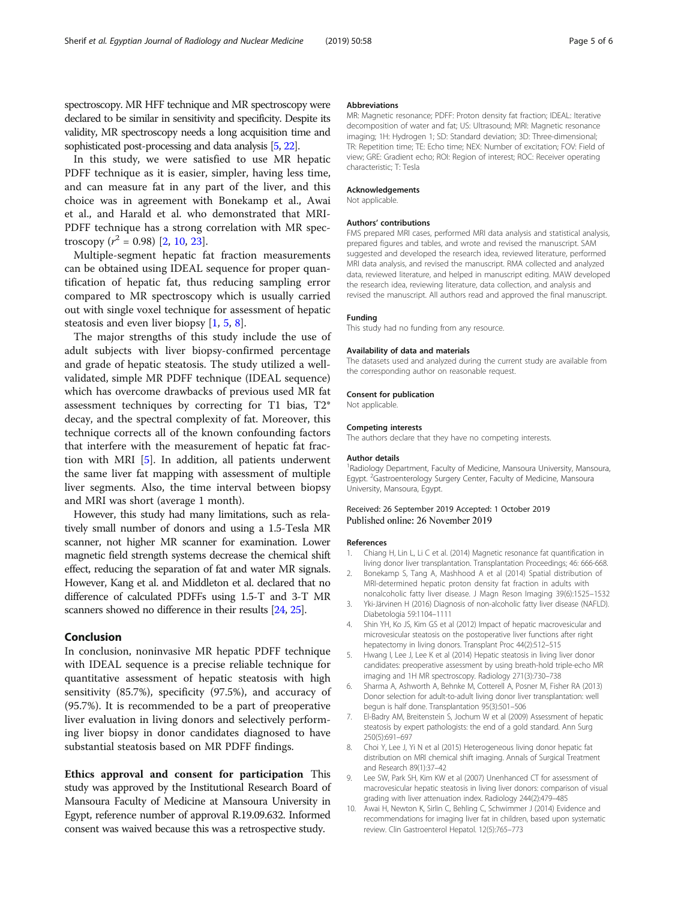spectroscopy. MR HFF technique and MR spectroscopy were declared to be similar in sensitivity and specificity. Despite its validity, MR spectroscopy needs a long acquisition time and sophisticated post-processing and data analysis [5, 22].

In this study, we were satisfied to use MR hepatic PDFF technique as it is easier, simpler, having less time, and can measure fat in any part of the liver, and this choice was in agreement with Bonekamp et al., Awai et al., and Harald et al. who demonstrated that MRI-PDFF technique has a strong correlation with MR spectroscopy ($r^2$ = 0.98) [2, 10, 23].

Multiple-segment hepatic fat fraction measurements can be obtained using IDEAL sequence for proper quantification of hepatic fat, thus reducing sampling error compared to MR spectroscopy which is usually carried out with single voxel technique for assessment of hepatic steatosis and even liver biopsy [1, 5, 8].

The major strengths of this study include the use of adult subjects with liver biopsy-confirmed percentage and grade of hepatic steatosis. The study utilized a well-validated, simple MR PDFF technique (IDEAL sequence) which has overcome drawbacks of previous used MR fat assessment techniques by correcting for T1 bias, T2* decay, and the spectral complexity of fat. Moreover, this technique corrects all of the known confounding factors that interfere with the measurement of hepatic fat fraction with MRI [5]. In addition, all patients underwent the same liver fat mapping with assessment of multiple liver segments. Also, the time interval between biopsy and MRI was short (average 1 month).

However, this study had many limitations, such as relatively small number of donors and using a 1.5-Tesla MR scanner, not higher MR scanner for examination. Lower magnetic field strength systems decrease the chemical shift effect, reducing the separation of fat and water MR signals. However, Kang et al. and Middleton et al. declared that no difference of calculated PDFFs using 1.5-T and 3-T MR scanners showed no difference in their results [24, 25].

## Conclusion

In conclusion, noninvasive MR hepatic PDFF technique with IDEAL sequence is a precise reliable technique for quantitative assessment of hepatic steatosis with high sensitivity (85.7%), specificity (97.5%), and accuracy of (95.7%). It is recommended to be a part of preoperative liver evaluation in living donors and selectively performing liver biopsy in donor candidates diagnosed to have substantial steatosis based on MR PDFF findings.

**Ethics approval and consent for participation** This study was approved by the Institutional Research Board of Mansoura Faculty of Medicine at Mansoura University in Egypt, reference number of approval R.19.09.632. Informed consent was waived because this was a retrospective study.

### Abbreviations

MR: Magnetic resonance; PDFF: Proton density fat fraction; IDEAL: Iterative decomposition of water and fat; US: Ultrasound; MRI: Magnetic resonance imaging; 1H: Hydrogen 1; SD: Standard deviation; 3D: Three-dimensional; TR: Repetition time; TE: Echo time; NEX: Number of excitation; FOV: Field of view; GRE: Gradient echo; ROI: Region of interest; ROC: Receiver operating characteristic; T: Tesla

### Acknowledgements

Not applicable.

### Authors' contributions

FMS prepared MRI cases, performed MRI data analysis and statistical analysis, prepared figures and tables, and wrote and revised the manuscript. SAM suggested and developed the research idea, reviewed literature, performed MRI data analysis, and revised the manuscript. RMA collected and analyzed data, reviewed literature, and helped in manuscript editing. MAW developed the research idea, reviewing literature, data collection, and analysis and revised the manuscript. All authors read and approved the final manuscript.

### Funding

This study had no funding from any resource.

### Availability of data and materials

The datasets used and analyzed during the current study are available from the corresponding author on reasonable request.

### Consent for publication

Not applicable.

### Competing interests

The authors declare that they have no competing interests.

### Author details

[1]Radiology Department, Faculty of Medicine, Mansoura University, Mansoura, Egypt. [2]Gastroenterology Surgery Center, Faculty of Medicine, Mansoura University, Mansoura, Egypt.

Received: 26 September 2019 Accepted: 1 October 2019
Published online: 26 November 2019

### References

1. Chiang H, Lin L, Li C et al. (2014) Magnetic resonance fat quantification in living donor liver transplantation. Transplantation Proceedings; 46: 666-668.
2. Bonekamp S, Tang A, Mashhood A et al (2014) Spatial distribution of MRI-determined hepatic proton density fat fraction in adults with nonalcoholic fatty liver disease. J Magn Reson Imaging 39(6):1525–1532
3. Yki-Järvinen H (2016) Diagnosis of non-alcoholic fatty liver disease (NAFLD). Diabetologia 59:1104–1111
4. Shin YH, Ko JS, Kim GS et al (2012) Impact of hepatic macrovesicular and microvesicular steatosis on the postoperative liver functions after right hepatectomy in living donors. Transplant Proc 44(2):512–515
5. Hwang I, Lee J, Lee K et al (2014) Hepatic steatosis in living liver donor candidates: preoperative assessment by using breath-hold triple-echo MR imaging and 1H MR spectroscopy. Radiology 271(3):730–738
6. Sharma A, Ashworth A, Behnke M, Cotterell A, Posner M, Fisher RA (2013) Donor selection for adult-to-adult living donor liver transplantation: well begun is half done. Transplantation 95(3):501–506
7. El-Badry AM, Breitenstein S, Jochum W et al (2009) Assessment of hepatic steatosis by expert pathologists: the end of a gold standard. Ann Surg 250(5):691–697
8. Choi Y, Lee J, Yi N et al (2015) Heterogeneous living donor hepatic fat distribution on MRI chemical shift imaging. Annals of Surgical Treatment and Research 89(1):37–42
9. Lee SW, Park SH, Kim KW et al (2007) Unenhanced CT for assessment of macrovesicular hepatic steatosis in living liver donors: comparison of visual grading with liver attenuation index. Radiology 244(2):479–485
10. Awai H, Newton K, Sirlin C, Behling C, Schwimmer J (2014) Evidence and recommendations for imaging liver fat in children, based upon systematic review. Clin Gastroenterol Hepatol. 12(5):765–773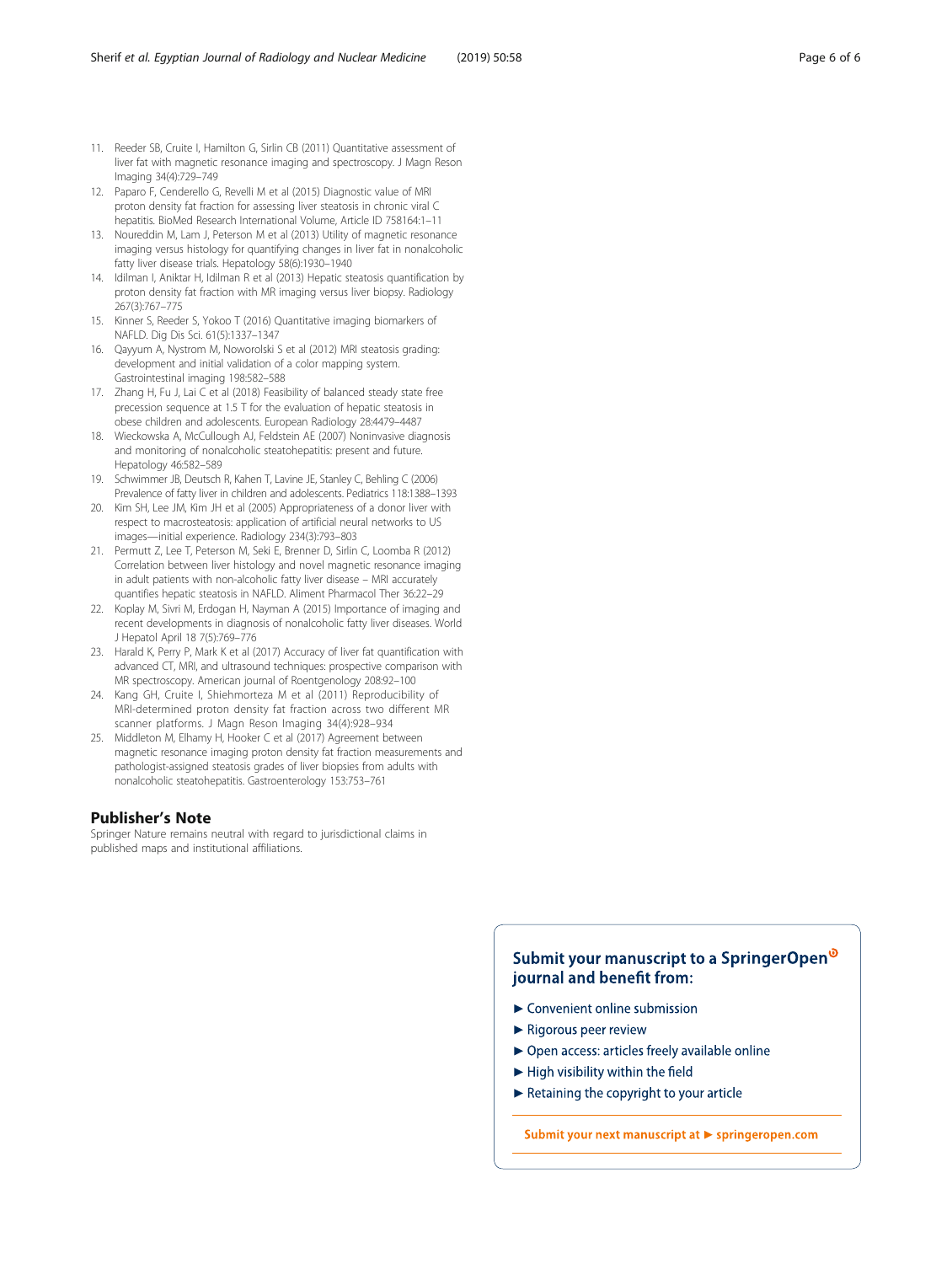11. Reeder SB, Cruite I, Hamilton G, Sirlin CB (2011) Quantitative assessment of liver fat with magnetic resonance imaging and spectroscopy. J Magn Reson Imaging 34(4):729–749
12. Paparo F, Cenderello G, Revelli M et al (2015) Diagnostic value of MRI proton density fat fraction for assessing liver steatosis in chronic viral C hepatitis. BioMed Research International Volume, Article ID 758164:1–11
13. Noureddin M, Lam J, Peterson M et al (2013) Utility of magnetic resonance imaging versus histology for quantifying changes in liver fat in nonalcoholic fatty liver disease trials. Hepatology 58(6):1930–1940
14. Idilman I, Aniktar H, Idilman R et al (2013) Hepatic steatosis quantification by proton density fat fraction with MR imaging versus liver biopsy. Radiology 267(3):767–775
15. Kinner S, Reeder S, Yokoo T (2016) Quantitative imaging biomarkers of NAFLD. Dig Dis Sci. 61(5):1337–1347
16. Qayyum A, Nystrom M, Noworolski S et al (2012) MRI steatosis grading: development and initial validation of a color mapping system. Gastrointestinal imaging 198:582–588
17. Zhang H, Fu J, Lai C et al (2018) Feasibility of balanced steady state free precession sequence at 1.5 T for the evaluation of hepatic steatosis in obese children and adolescents. European Radiology 28:4479–4487
18. Wieckowska A, McCullough AJ, Feldstein AE (2007) Noninvasive diagnosis and monitoring of nonalcoholic steatohepatitis: present and future. Hepatology 46:582–589
19. Schwimmer JB, Deutsch R, Kahen T, Lavine JE, Stanley C, Behling C (2006) Prevalence of fatty liver in children and adolescents. Pediatrics 118:1388–1393
20. Kim SH, Lee JM, Kim JH et al (2005) Appropriateness of a donor liver with respect to macrosteatosis: application of artificial neural networks to US images—initial experience. Radiology 234(3):793–803
21. Permutt Z, Lee T, Peterson M, Seki E, Brenner D, Sirlin C, Loomba R (2012) Correlation between liver histology and novel magnetic resonance imaging in adult patients with non-alcoholic fatty liver disease – MRI accurately quantifies hepatic steatosis in NAFLD. Aliment Pharmacol Ther 36:22–29
22. Koplay M, Sivri M, Erdogan H, Nayman A (2015) Importance of imaging and recent developments in diagnosis of nonalcoholic fatty liver diseases. World J Hepatol April 18 7(5):769–776
23. Harald K, Perry P, Mark K et al (2017) Accuracy of liver fat quantification with advanced CT, MRI, and ultrasound techniques: prospective comparison with MR spectroscopy. American journal of Roentgenology 208:92–100
24. Kang GH, Cruite I, Shiehmorteza M et al (2011) Reproducibility of MRI-determined proton density fat fraction across two different MR scanner platforms. J Magn Reson Imaging 34(4):928–934
25. Middleton M, Elhamy H, Hooker C et al (2017) Agreement between magnetic resonance imaging proton density fat fraction measurements and pathologist-assigned steatosis grades of liver biopsies from adults with nonalcoholic steatohepatitis. Gastroenterology 153:753–761

## Publisher's Note

Springer Nature remains neutral with regard to jurisdictional claims in published maps and institutional affiliations.

**Submit your manuscript to a SpringerOpen journal and benefit from:**

- Convenient online submission
- Rigorous peer review
- Open access: articles freely available online
- High visibility within the field
- Retaining the copyright to your article

**Submit your next manuscript at ▶ springeropen.com**